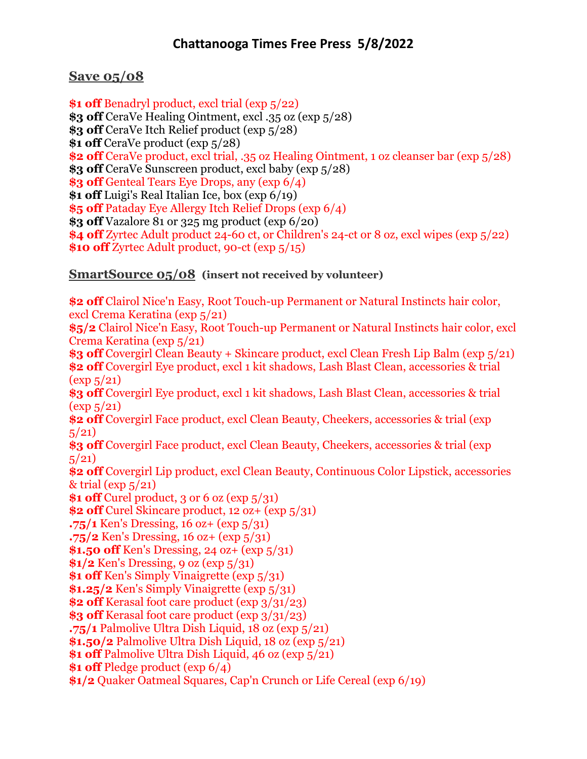# Chattanooga Times Free Press 5/8/2022

## Save 05/08

**$1 off** Benadryl product, excl trial (exp 5/22)
**$3 off** CeraVe Healing Ointment, excl .35 oz (exp 5/28)
**$3 off** CeraVe Itch Relief product (exp 5/28)
**$1 off** CeraVe product (exp 5/28)
**$2 off** CeraVe product, excl trial, .35 oz Healing Ointment, 1 oz cleanser bar (exp 5/28)
**$3 off** CeraVe Sunscreen product, excl baby (exp 5/28)
**$3 off** Genteal Tears Eye Drops, any (exp 6/4)
**$1 off** Luigi's Real Italian Ice, box (exp 6/19)
**$5 off** Pataday Eye Allergy Itch Relief Drops (exp 6/4)
**$3 off** Vazalore 81 or 325 mg product (exp 6/20)
**$4 off** Zyrtec Adult product 24-60 ct, or Children's 24-ct or 8 oz, excl wipes (exp 5/22)
**$10 off** Zyrtec Adult product, 90-ct (exp 5/15)

## SmartSource 05/08 (insert not received by volunteer)

**$2 off** Clairol Nice'n Easy, Root Touch-up Permanent or Natural Instincts hair color, excl Crema Keratina (exp 5/21)
**$5/2** Clairol Nice'n Easy, Root Touch-up Permanent or Natural Instincts hair color, excl Crema Keratina (exp 5/21)
**$3 off** Covergirl Clean Beauty + Skincare product, excl Clean Fresh Lip Balm (exp 5/21)
**$2 off** Covergirl Eye product, excl 1 kit shadows, Lash Blast Clean, accessories & trial (exp 5/21)
**$3 off** Covergirl Eye product, excl 1 kit shadows, Lash Blast Clean, accessories & trial (exp 5/21)
**$2 off** Covergirl Face product, excl Clean Beauty, Cheekers, accessories & trial (exp 5/21)
**$3 off** Covergirl Face product, excl Clean Beauty, Cheekers, accessories & trial (exp 5/21)
**$2 off** Covergirl Lip product, excl Clean Beauty, Continuous Color Lipstick, accessories & trial (exp 5/21)
**$1 off** Curel product, 3 or 6 oz (exp 5/31)
**$2 off** Curel Skincare product, 12 oz+ (exp 5/31)
**.75/1** Ken's Dressing, 16 oz+ (exp 5/31)
**.75/2** Ken's Dressing, 16 oz+ (exp 5/31)
**$1.50 off** Ken's Dressing, 24 oz+ (exp 5/31)
**$1/2** Ken's Dressing, 9 oz (exp 5/31)
**$1 off** Ken's Simply Vinaigrette (exp 5/31)
**$1.25/2** Ken's Simply Vinaigrette (exp 5/31)
**$2 off** Kerasal foot care product (exp 3/31/23)
**$3 off** Kerasal foot care product (exp 3/31/23)
**.75/1** Palmolive Ultra Dish Liquid, 18 oz (exp 5/21)
**$1.50/2** Palmolive Ultra Dish Liquid, 18 oz (exp 5/21)
**$1 off** Palmolive Ultra Dish Liquid, 46 oz (exp 5/21)
**$1 off** Pledge product (exp 6/4)
**$1/2** Quaker Oatmeal Squares, Cap'n Crunch or Life Cereal (exp 6/19)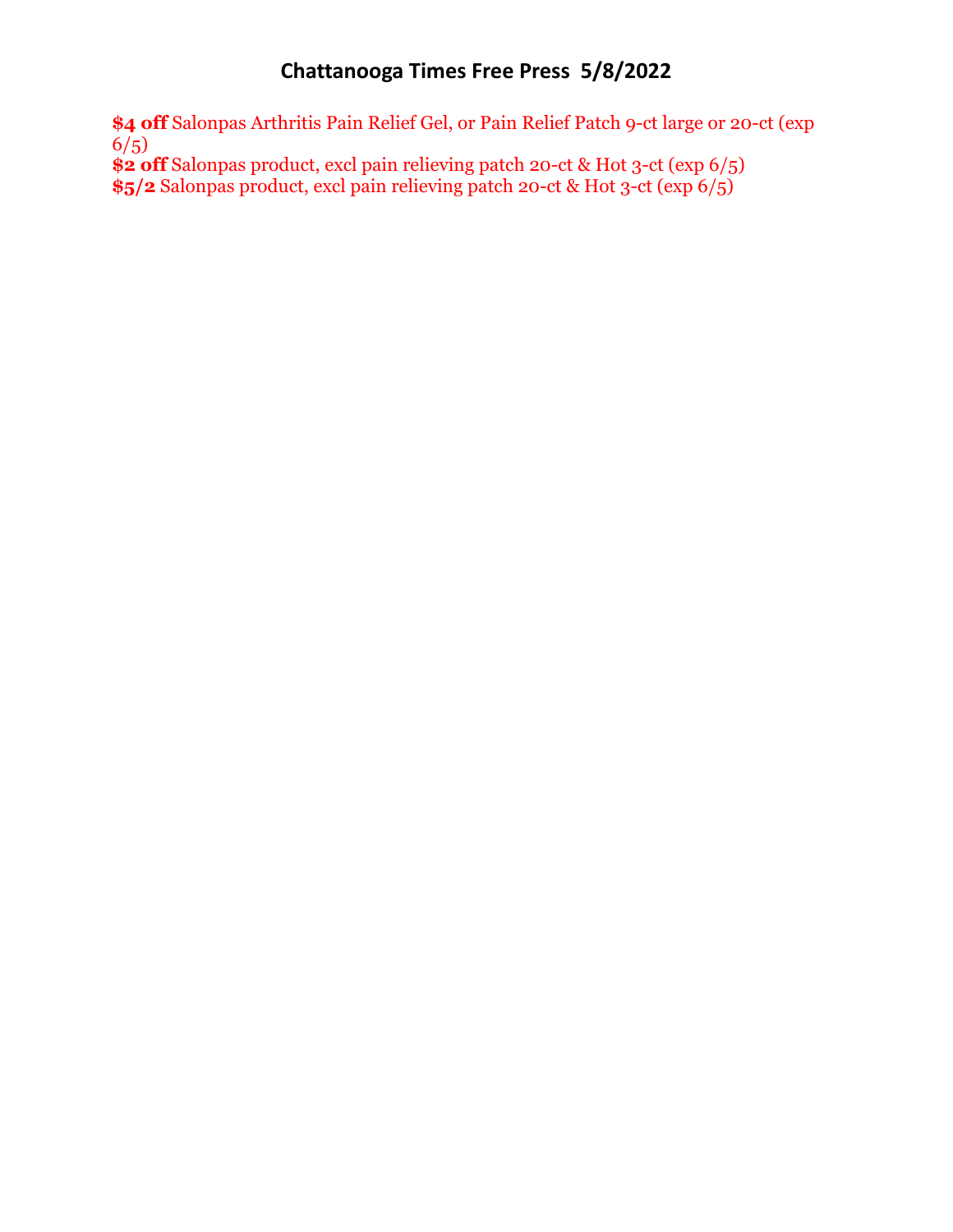# Chattanooga Times Free Press 5/8/2022

**$4 off** Salonpas Arthritis Pain Relief Gel, or Pain Relief Patch 9-ct large or 20-ct (exp 6/5)
**$2 off** Salonpas product, excl pain relieving patch 20-ct & Hot 3-ct (exp 6/5)
**$5/2** Salonpas product, excl pain relieving patch 20-ct & Hot 3-ct (exp 6/5)